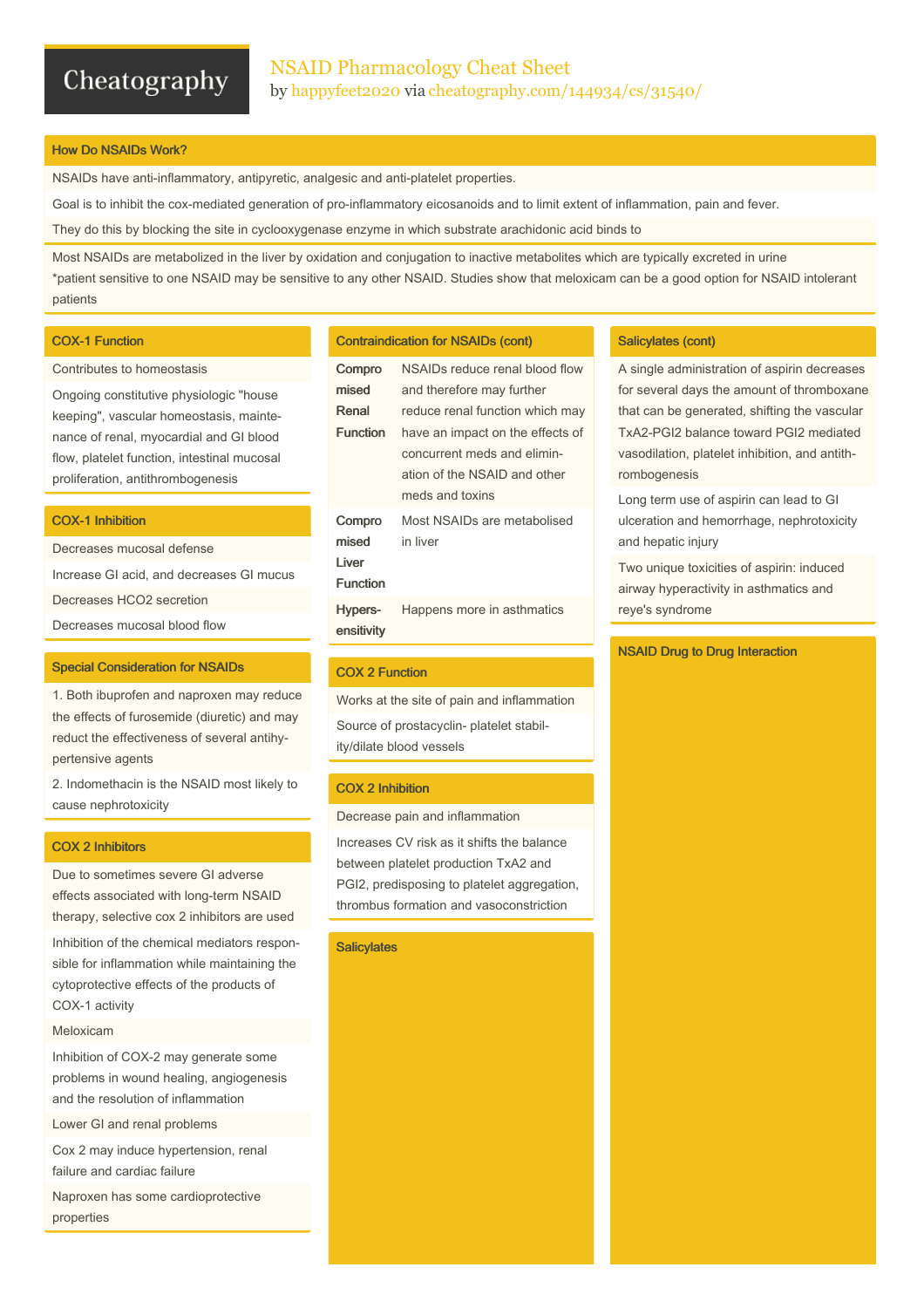# NSAID Pharmacology Cheat Sheet

by happyfeet2020 via cheatography.com/144934/cs/31540/

## How Do NSAIDs Work?

NSAIDs have anti-inflammatory, antipyretic, analgesic and anti-platelet properties.

Goal is to inhibit the cox-mediated generation of pro-inflammatory eicosanoids and to limit extent of inflammation, pain and fever.

They do this by blocking the site in cyclooxygenase enzyme in which substrate arachidonic acid binds to

Most NSAIDs are metabolized in the liver by oxidation and conjugation to inactive metabolites which are typically excreted in urine
*patient sensitive to one NSAID may be sensitive to any other NSAID. Studies show that meloxicam can be a good option for NSAID intolerant patients

## COX-1 Function

Contributes to homeostasis

Ongoing constitutive physiologic "house keeping", vascular homeostasis, maintenance of renal, myocardial and GI blood flow, platelet function, intestinal mucosal proliferation, antithrombogenesis

## COX-1 Inhibition

Decreases mucosal defense

Increase GI acid, and decreases GI mucus

Decreases HCO2 secretion

Decreases mucosal blood flow

## Special Consideration for NSAIDs

1. Both ibuprofen and naproxen may reduce the effects of furosemide (diuretic) and may reduct the effectiveness of several antihypertensive agents

2. Indomethacin is the NSAID most likely to cause nephrotoxicity

## COX 2 Inhibitors

Due to sometimes severe GI adverse effects associated with long-term NSAID therapy, selective cox 2 inhibitors are used

Inhibition of the chemical mediators responsible for inflammation while maintaining the cytoprotective effects of the products of COX-1 activity

Meloxicam

Inhibition of COX-2 may generate some problems in wound healing, angiogenesis and the resolution of inflammation

Lower GI and renal problems

Cox 2 may induce hypertension, renal failure and cardiac failure

Naproxen has some cardioprotective properties

## Contraindication for NSAIDs (cont)

| | |
|---|---|
| **Compromised Renal Function** | NSAIDs reduce renal blood flow and therefore may further reduce renal function which may have an impact on the effects of concurrent meds and elimination of the NSAID and other meds and toxins |
| **Compromised Liver Function** | Most NSAIDs are metabolised in liver |
| **Hypersensitivity** | Happens more in asthmatics |

## COX 2 Function

Works at the site of pain and inflammation

Source of prostacyclin- platelet stability/dilate blood vessels

## COX 2 Inhibition

Decrease pain and inflammation

Increases CV risk as it shifts the balance between platelet production TxA2 and PGI2, predisposing to platelet aggregation, thrombus formation and vasoconstriction

## Salicylates

## Salicylates (cont)

A single administration of aspirin decreases for several days the amount of thromboxane that can be generated, shifting the vascular TxA2-PGI2 balance toward PGI2 mediated vasodilation, platelet inhibition, and antithrombogenesis

Long term use of aspirin can lead to GI ulceration and hemorrhage, nephrotoxicity and hepatic injury

Two unique toxicities of aspirin: induced airway hyperactivity in asthmatics and reye's syndrome

## NSAID Drug to Drug Interaction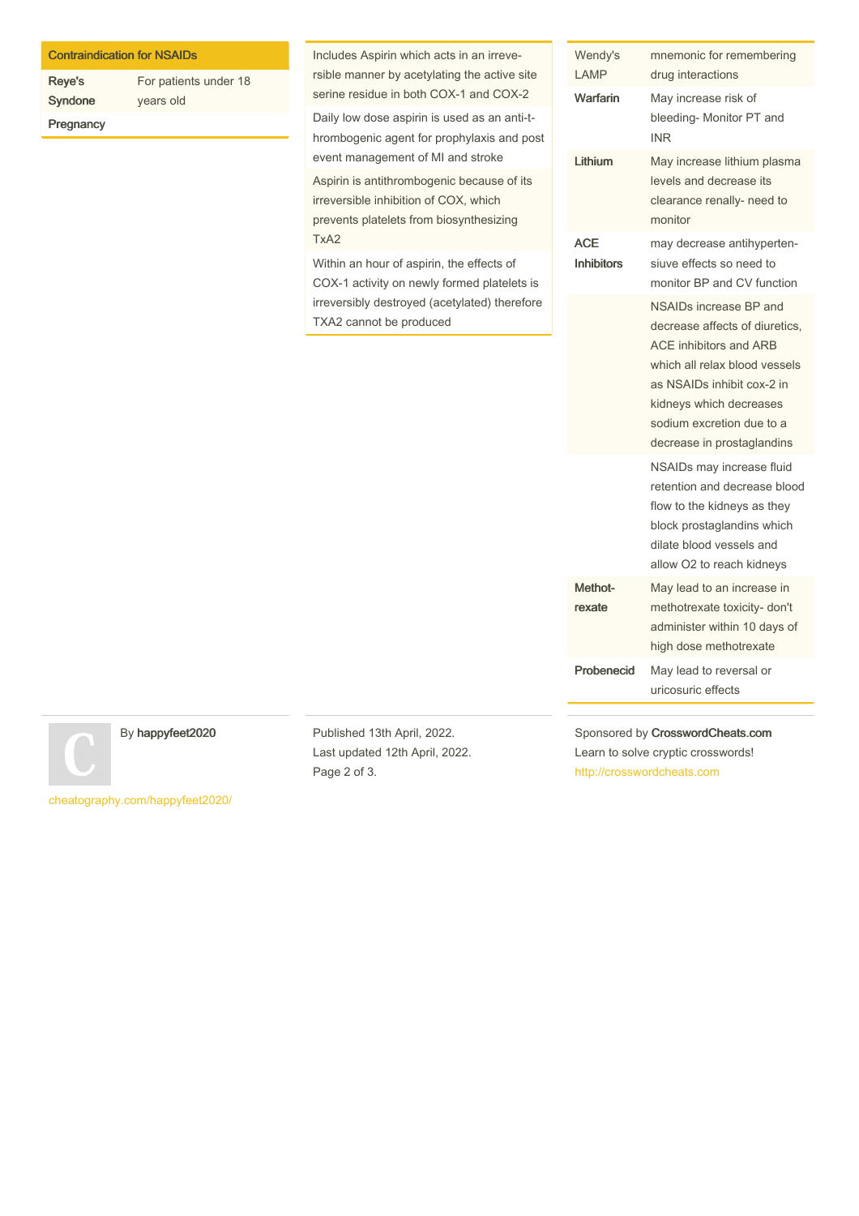| Contraindication for NSAIDs | |
| --- | --- |
| Reye's Syndone | For patients under 18 years old |
| Pregnancy | |

| |
| --- |
| Includes Aspirin which acts in an irreversible manner by acetylating the active site serine residue in both COX-1 and COX-2 |
| Daily low dose aspirin is used as an anti-thrombogenic agent for prophylaxis and post event management of MI and stroke |
| Aspirin is antithrombogenic because of its irreversible inhibition of COX, which prevents platelets from biosynthesizing TxA2 |
| Within an hour of aspirin, the effects of COX-1 activity on newly formed platelets is irreversibly destroyed (acetylated) therefore TXA2 cannot be produced |

| Wendy's LAMP | mnemonic for remembering drug interactions |
| --- | --- |
| **Warfarin** | May increase risk of bleeding- Monitor PT and INR |
| **Lithium** | May increase lithium plasma levels and decrease its clearance renally- need to monitor |
| **ACE Inhibitors** | may decrease antihypertensiuve effects so need to monitor BP and CV function |
| | NSAIDs increase BP and decrease affects of diuretics, ACE inhibitors and ARB which all relax blood vessels as NSAIDs inhibit cox-2 in kidneys which decreases sodium excretion due to a decrease in prostaglandins |
| | NSAIDs may increase fluid retention and decrease blood flow to the kidneys as they block prostaglandins which dilate blood vessels and allow O2 to reach kidneys |
| **Methotrexate** | May lead to an increase in methotrexate toxicity- don't administer within 10 days of high dose methotrexate |
| **Probenecid** | May lead to reversal or uricosuric effects |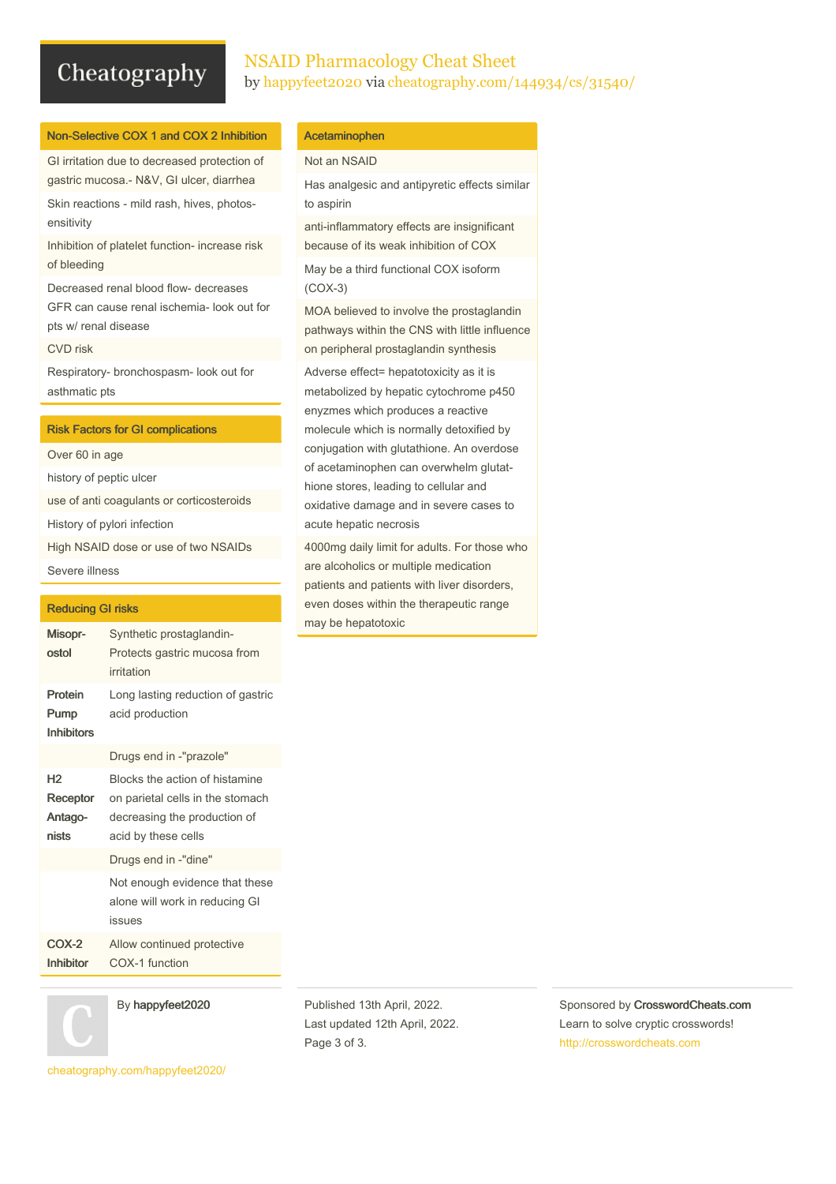# NSAID Pharmacology Cheat Sheet

by happyfeet2020 via cheatography.com/144934/cs/31540/

## Non-Selective COX 1 and COX 2 Inhibition

- GI irritation due to decreased protection of gastric mucosa.- N&V, GI ulcer, diarrhea
- Skin reactions - mild rash, hives, photos-ensitivity
- Inhibition of platelet function- increase risk of bleeding
- Decreased renal blood flow- decreases GFR can cause renal ischemia- look out for pts w/ renal disease
- CVD risk
- Respiratory- bronchospasm- look out for asthmatic pts

## Risk Factors for GI complications

- Over 60 in age
- history of peptic ulcer
- use of anti coagulants or corticosteroids
- History of pylori infection
- High NSAID dose or use of two NSAIDs
- Severe illness

## Reducing GI risks

| | |
|---|---|
| **Misoprostol** | Synthetic prostaglandin- Protects gastric mucosa from irritation |
| **Protein Pump Inhibitors** | Long lasting reduction of gastric acid production |
| | Drugs end in -"prazole" |
| **H2 Receptor Antagonists** | Blocks the action of histamine on parietal cells in the stomach decreasing the production of acid by these cells |
| | Drugs end in -"dine" |
| | Not enough evidence that these alone will work in reducing GI issues |
| **COX-2 Inhibitor** | Allow continued protective COX-1 function |

## Acetaminophen

- Not an NSAID
- Has analgesic and antipyretic effects similar to aspirin
- anti-inflammatory effects are insignificant because of its weak inhibition of COX
- May be a third functional COX isoform (COX-3)
- MOA believed to involve the prostaglandin pathways within the CNS with little influence on peripheral prostaglandin synthesis
- Adverse effect= hepatotoxicity as it is metabolized by hepatic cytochrome p450 enyzmes which produces a reactive molecule which is normally detoxified by conjugation with glutathione. An overdose of acetaminophen can overwhelm glutathione stores, leading to cellular and oxidative damage and in severe cases to acute hepatic necrosis
- 4000mg daily limit for adults. For those who are alcoholics or multiple medication patients and patients with liver disorders, even doses within the therapeutic range may be hepatotoxic

By **happyfeet2020**

cheatography.com/happyfeet2020/

Published 13th April, 2022.
Last updated 12th April, 2022.

Sponsored by **CrosswordCheats.com**
Learn to solve cryptic crosswords!
http://crosswordcheats.com